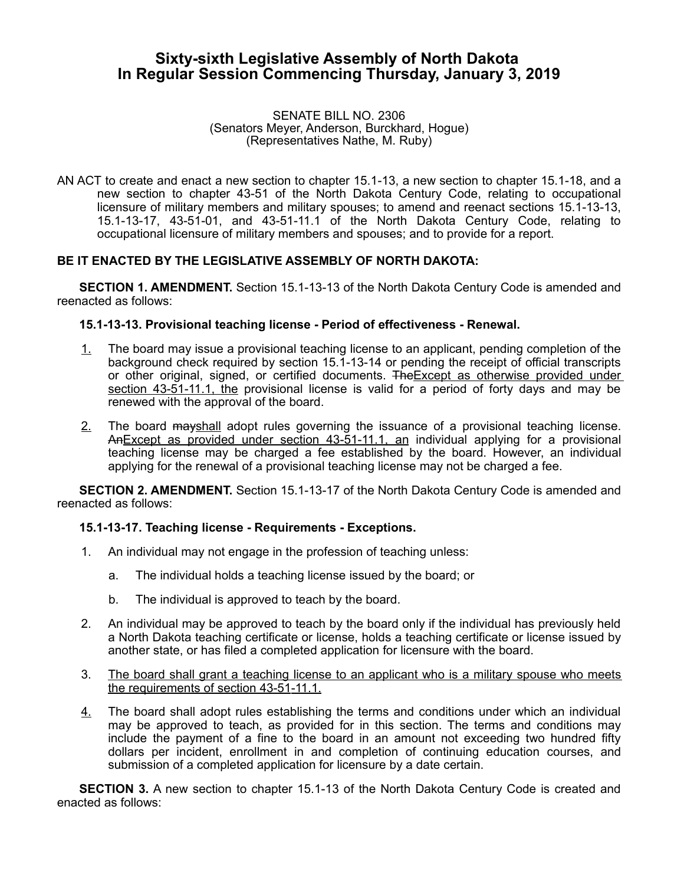# Sixty-sixth Legislative Assembly of North Dakota
# In Regular Session Commencing Thursday, January 3, 2019

SENATE BILL NO. 2306
(Senators Meyer, Anderson, Burckhard, Hogue)
(Representatives Nathe, M. Ruby)

AN ACT to create and enact a new section to chapter 15.1-13, a new section to chapter 15.1-18, and a new section to chapter 43-51 of the North Dakota Century Code, relating to occupational licensure of military members and military spouses; to amend and reenact sections 15.1-13-13, 15.1-13-17, 43-51-01, and 43-51-11.1 of the North Dakota Century Code, relating to occupational licensure of military members and spouses; and to provide for a report.

**BE IT ENACTED BY THE LEGISLATIVE ASSEMBLY OF NORTH DAKOTA:**

**SECTION 1. AMENDMENT.** Section 15.1-13-13 of the North Dakota Century Code is amended and reenacted as follows:

**15.1-13-13. Provisional teaching license - Period of effectiveness - Renewal.**

<u>1.</u> The board may issue a provisional teaching license to an applicant, pending completion of the background check required by section 15.1-13-14 or pending the receipt of official transcripts or other original, signed, or certified documents. ~~The~~<u>Except as otherwise provided under section 43-51-11.1, the</u> provisional license is valid for a period of forty days and may be renewed with the approval of the board.

<u>2.</u> The board ~~may~~<u>shall</u> adopt rules governing the issuance of a provisional teaching license. ~~An~~<u>Except as provided under section 43-51-11.1, an</u> individual applying for a provisional teaching license may be charged a fee established by the board. However, an individual applying for the renewal of a provisional teaching license may not be charged a fee.

**SECTION 2. AMENDMENT.** Section 15.1-13-17 of the North Dakota Century Code is amended and reenacted as follows:

**15.1-13-17. Teaching license - Requirements - Exceptions.**

1. An individual may not engage in the profession of teaching unless:

   a. The individual holds a teaching license issued by the board; or

   b. The individual is approved to teach by the board.

2. An individual may be approved to teach by the board only if the individual has previously held a North Dakota teaching certificate or license, holds a teaching certificate or license issued by another state, or has filed a completed application for licensure with the board.

3. <u>The board shall grant a teaching license to an applicant who is a military spouse who meets the requirements of section 43-51-11.1.</u>

<u>4.</u> The board shall adopt rules establishing the terms and conditions under which an individual may be approved to teach, as provided for in this section. The terms and conditions may include the payment of a fine to the board in an amount not exceeding two hundred fifty dollars per incident, enrollment in and completion of continuing education courses, and submission of a completed application for licensure by a date certain.

**SECTION 3.** A new section to chapter 15.1-13 of the North Dakota Century Code is created and enacted as follows: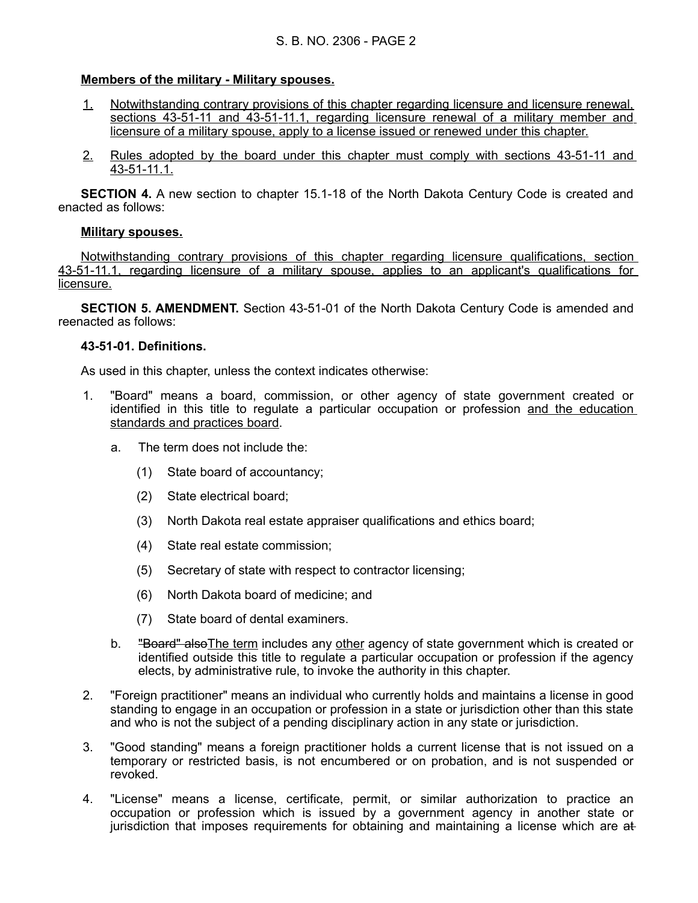**Members of the military - Military spouses.**

1. Notwithstanding contrary provisions of this chapter regarding licensure and licensure renewal, sections 43-51-11 and 43-51-11.1, regarding licensure renewal of a military member and licensure of a military spouse, apply to a license issued or renewed under this chapter.

2. Rules adopted by the board under this chapter must comply with sections 43-51-11 and 43-51-11.1.

**SECTION 4.** A new section to chapter 15.1-18 of the North Dakota Century Code is created and enacted as follows:

**Military spouses.**

Notwithstanding contrary provisions of this chapter regarding licensure qualifications, section 43-51-11.1, regarding licensure of a military spouse, applies to an applicant's qualifications for licensure.

**SECTION 5. AMENDMENT.** Section 43-51-01 of the North Dakota Century Code is amended and reenacted as follows:

**43-51-01. Definitions.**

As used in this chapter, unless the context indicates otherwise:

1. "Board" means a board, commission, or other agency of state government created or identified in this title to regulate a particular occupation or profession and the education standards and practices board.

   a. The term does not include the:

      (1) State board of accountancy;

      (2) State electrical board;

      (3) North Dakota real estate appraiser qualifications and ethics board;

      (4) State real estate commission;

      (5) Secretary of state with respect to contractor licensing;

      (6) North Dakota board of medicine; and

      (7) State board of dental examiners.

   b. ~~"Board" also~~The term includes any other agency of state government which is created or identified outside this title to regulate a particular occupation or profession if the agency elects, by administrative rule, to invoke the authority in this chapter.

2. "Foreign practitioner" means an individual who currently holds and maintains a license in good standing to engage in an occupation or profession in a state or jurisdiction other than this state and who is not the subject of a pending disciplinary action in any state or jurisdiction.

3. "Good standing" means a foreign practitioner holds a current license that is not issued on a temporary or restricted basis, is not encumbered or on probation, and is not suspended or revoked.

4. "License" means a license, certificate, permit, or similar authorization to practice an occupation or profession which is issued by a government agency in another state or jurisdiction that imposes requirements for obtaining and maintaining a license which are ~~at~~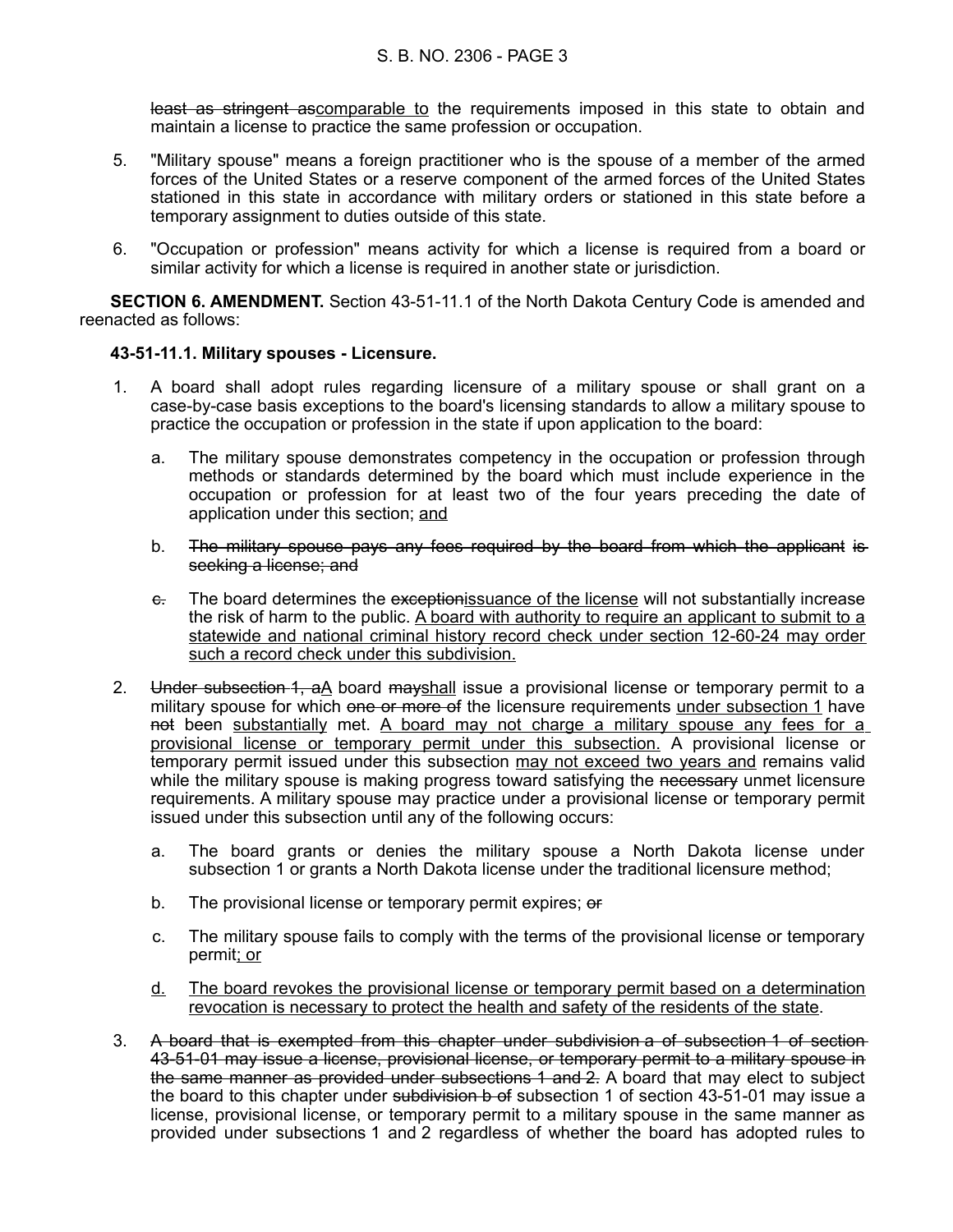~~least as stringent as~~<u>comparable to</u> the requirements imposed in this state to obtain and maintain a license to practice the same profession or occupation.

5. "Military spouse" means a foreign practitioner who is the spouse of a member of the armed forces of the United States or a reserve component of the armed forces of the United States stationed in this state in accordance with military orders or stationed in this state before a temporary assignment to duties outside of this state.

6. "Occupation or profession" means activity for which a license is required from a board or similar activity for which a license is required in another state or jurisdiction.

**SECTION 6. AMENDMENT.** Section 43-51-11.1 of the North Dakota Century Code is amended and reenacted as follows:

**43-51-11.1. Military spouses - Licensure.**

1. A board shall adopt rules regarding licensure of a military spouse or shall grant on a case-by-case basis exceptions to the board's licensing standards to allow a military spouse to practice the occupation or profession in the state if upon application to the board:

   a. The military spouse demonstrates competency in the occupation or profession through methods or standards determined by the board which must include experience in the occupation or profession for at least two of the four years preceding the date of application under this section; <u>and</u>

   b. ~~The military spouse pays any fees required by the board from which the applicant is seeking a license; and~~

   ~~c.~~ The board determines the ~~exception~~<u>issuance of the license</u> will not substantially increase the risk of harm to the public. <u>A board with authority to require an applicant to submit to a statewide and national criminal history record check under section 12-60-24 may order such a record check under this subdivision.</u>

2. ~~Under subsection 1, a~~<u>A</u> board ~~may~~<u>shall</u> issue a provisional license or temporary permit to a military spouse for which ~~one or more of~~ the licensure requirements <u>under subsection 1</u> have ~~not~~ been <u>substantially</u> met. <u>A board may not charge a military spouse any fees for a provisional license or temporary permit under this subsection.</u> A provisional license or temporary permit issued under this subsection <u>may not exceed two years and</u> remains valid while the military spouse is making progress toward satisfying the ~~necessary~~ unmet licensure requirements. A military spouse may practice under a provisional license or temporary permit issued under this subsection until any of the following occurs:

   a. The board grants or denies the military spouse a North Dakota license under subsection 1 or grants a North Dakota license under the traditional licensure method;

   b. The provisional license or temporary permit expires; ~~or~~

   c. The military spouse fails to comply with the terms of the provisional license or temporary permit<u>; or</u>

   <u>d.</u> <u>The board revokes the provisional license or temporary permit based on a determination revocation is necessary to protect the health and safety of the residents of the state</u>.

3. ~~A board that is exempted from this chapter under subdivision a of subsection 1 of section 43-51-01 may issue a license, provisional license, or temporary permit to a military spouse in the same manner as provided under subsections 1 and 2.~~ A board that may elect to subject the board to this chapter under ~~subdivision b of~~ subsection 1 of section 43-51-01 may issue a license, provisional license, or temporary permit to a military spouse in the same manner as provided under subsections 1 and 2 regardless of whether the board has adopted rules to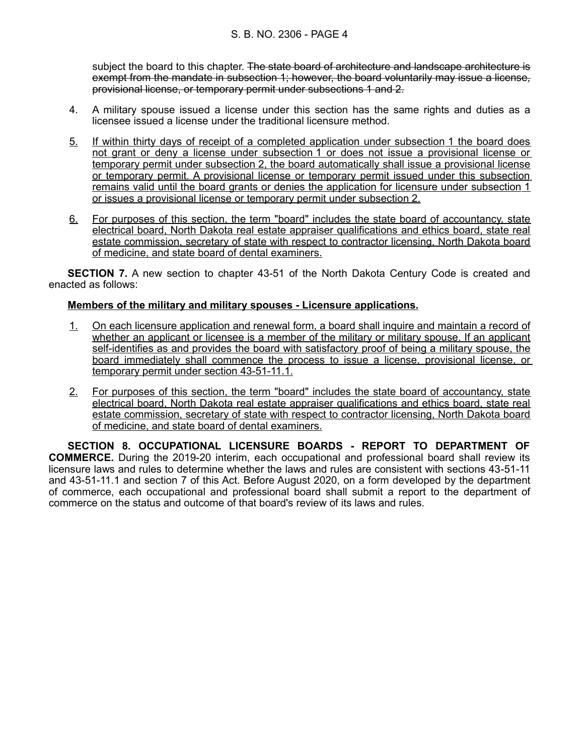subject the board to this chapter. ~~The state board of architecture and landscape architecture is exempt from the mandate in subsection 1; however, the board voluntarily may issue a license, provisional license, or temporary permit under subsections 1 and 2.~~

4. A military spouse issued a license under this section has the same rights and duties as a licensee issued a license under the traditional licensure method.

<u>5.</u> <u>If within thirty days of receipt of a completed application under subsection 1 the board does not grant or deny a license under subsection 1 or does not issue a provisional license or temporary permit under subsection 2, the board automatically shall issue a provisional license or temporary permit. A provisional license or temporary permit issued under this subsection remains valid until the board grants or denies the application for licensure under subsection 1 or issues a provisional license or temporary permit under subsection 2.</u>

<u>6.</u> <u>For purposes of this section, the term "board" includes the state board of accountancy, state electrical board, North Dakota real estate appraiser qualifications and ethics board, state real estate commission, secretary of state with respect to contractor licensing, North Dakota board of medicine, and state board of dental examiners.</u>

**SECTION 7.** A new section to chapter 43-51 of the North Dakota Century Code is created and enacted as follows:

**<u>Members of the military and military spouses - Licensure applications.</u>**

<u>1.</u> <u>On each licensure application and renewal form, a board shall inquire and maintain a record of whether an applicant or licensee is a member of the military or military spouse. If an applicant self-identifies as and provides the board with satisfactory proof of being a military spouse, the board immediately shall commence the process to issue a license, provisional license, or temporary permit under section 43-51-11.1.</u>

<u>2.</u> <u>For purposes of this section, the term "board" includes the state board of accountancy, state electrical board, North Dakota real estate appraiser qualifications and ethics board, state real estate commission, secretary of state with respect to contractor licensing, North Dakota board of medicine, and state board of dental examiners.</u>

**SECTION 8. OCCUPATIONAL LICENSURE BOARDS - REPORT TO DEPARTMENT OF COMMERCE.** During the 2019-20 interim, each occupational and professional board shall review its licensure laws and rules to determine whether the laws and rules are consistent with sections 43-51-11 and 43-51-11.1 and section 7 of this Act. Before August 2020, on a form developed by the department of commerce, each occupational and professional board shall submit a report to the department of commerce on the status and outcome of that board's review of its laws and rules.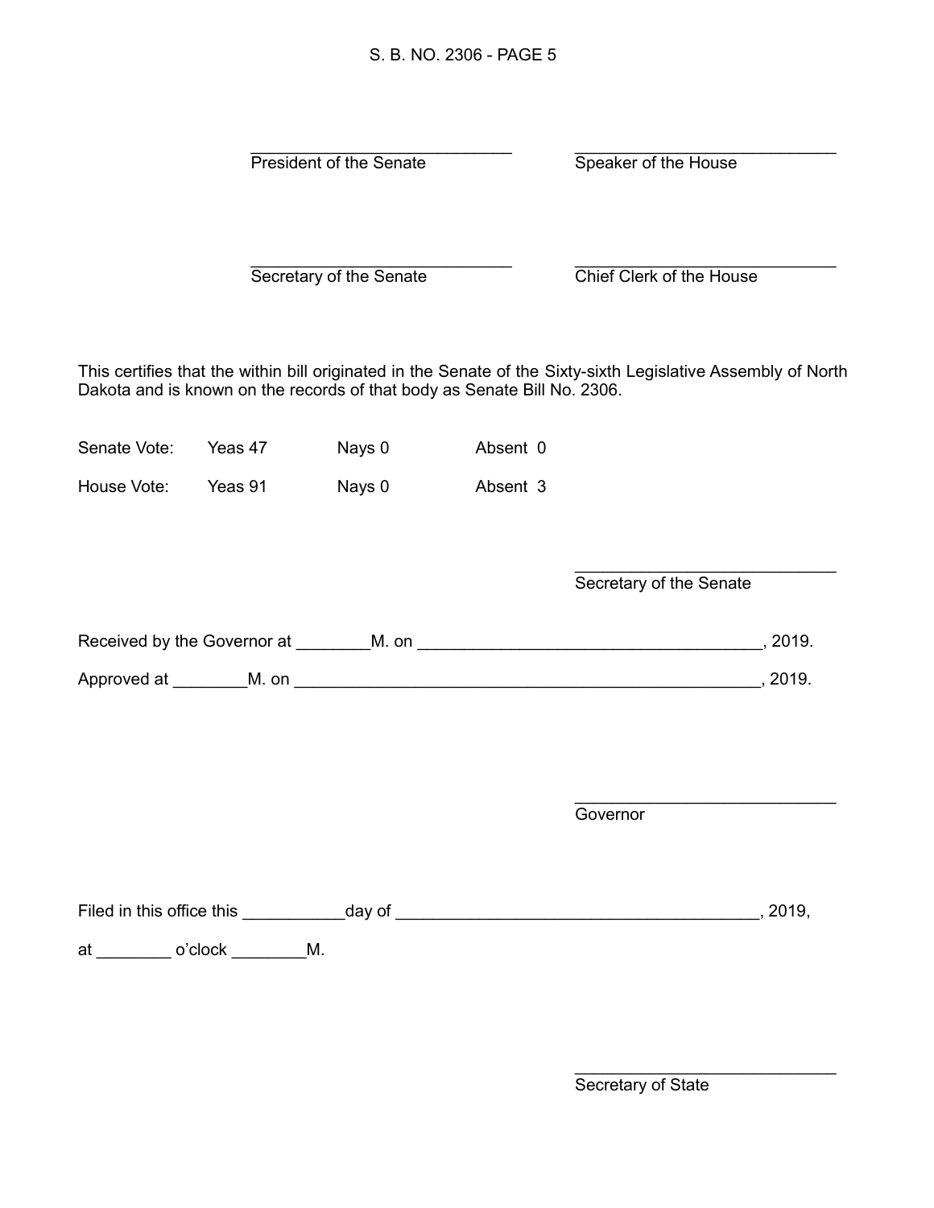\_\_\_\_\_\_\_\_\_\_\_\_\_\_\_\_\_\_\_\_\_\_\_\_\_\_\_\_\_\_
President of the Senate

\_\_\_\_\_\_\_\_\_\_\_\_\_\_\_\_\_\_\_\_\_\_\_\_\_\_\_\_\_\_
Speaker of the House

\_\_\_\_\_\_\_\_\_\_\_\_\_\_\_\_\_\_\_\_\_\_\_\_\_\_\_\_\_\_
Secretary of the Senate

\_\_\_\_\_\_\_\_\_\_\_\_\_\_\_\_\_\_\_\_\_\_\_\_\_\_\_\_\_\_
Chief Clerk of the House

This certifies that the within bill originated in the Senate of the Sixty-sixth Legislative Assembly of North Dakota and is known on the records of that body as Senate Bill No. 2306.

| | | | |
|---|---|---|---|
| Senate Vote: | Yeas 47 | Nays 0 | Absent 0 |
| House Vote: | Yeas 91 | Nays 0 | Absent 3 |

\_\_\_\_\_\_\_\_\_\_\_\_\_\_\_\_\_\_\_\_\_\_\_\_\_\_\_\_\_\_
Secretary of the Senate

Received by the Governor at \_\_\_\_\_\_\_\_M. on \_\_\_\_\_\_\_\_\_\_\_\_\_\_\_\_\_\_\_\_\_\_\_\_\_\_\_\_\_\_\_\_\_\_\_\_\_\_, 2019.

Approved at \_\_\_\_\_\_\_\_M. on \_\_\_\_\_\_\_\_\_\_\_\_\_\_\_\_\_\_\_\_\_\_\_\_\_\_\_\_\_\_\_\_\_\_\_\_\_\_\_\_\_\_\_\_\_\_\_\_\_\_\_\_\_\_, 2019.

\_\_\_\_\_\_\_\_\_\_\_\_\_\_\_\_\_\_\_\_\_\_\_\_\_\_\_\_\_\_
Governor

Filed in this office this \_\_\_\_\_\_\_\_\_\_\_day of \_\_\_\_\_\_\_\_\_\_\_\_\_\_\_\_\_\_\_\_\_\_\_\_\_\_\_\_\_\_\_\_\_\_\_\_\_\_\_\_, 2019,

at \_\_\_\_\_\_\_\_ o'clock \_\_\_\_\_\_\_\_M.

\_\_\_\_\_\_\_\_\_\_\_\_\_\_\_\_\_\_\_\_\_\_\_\_\_\_\_\_\_\_
Secretary of State